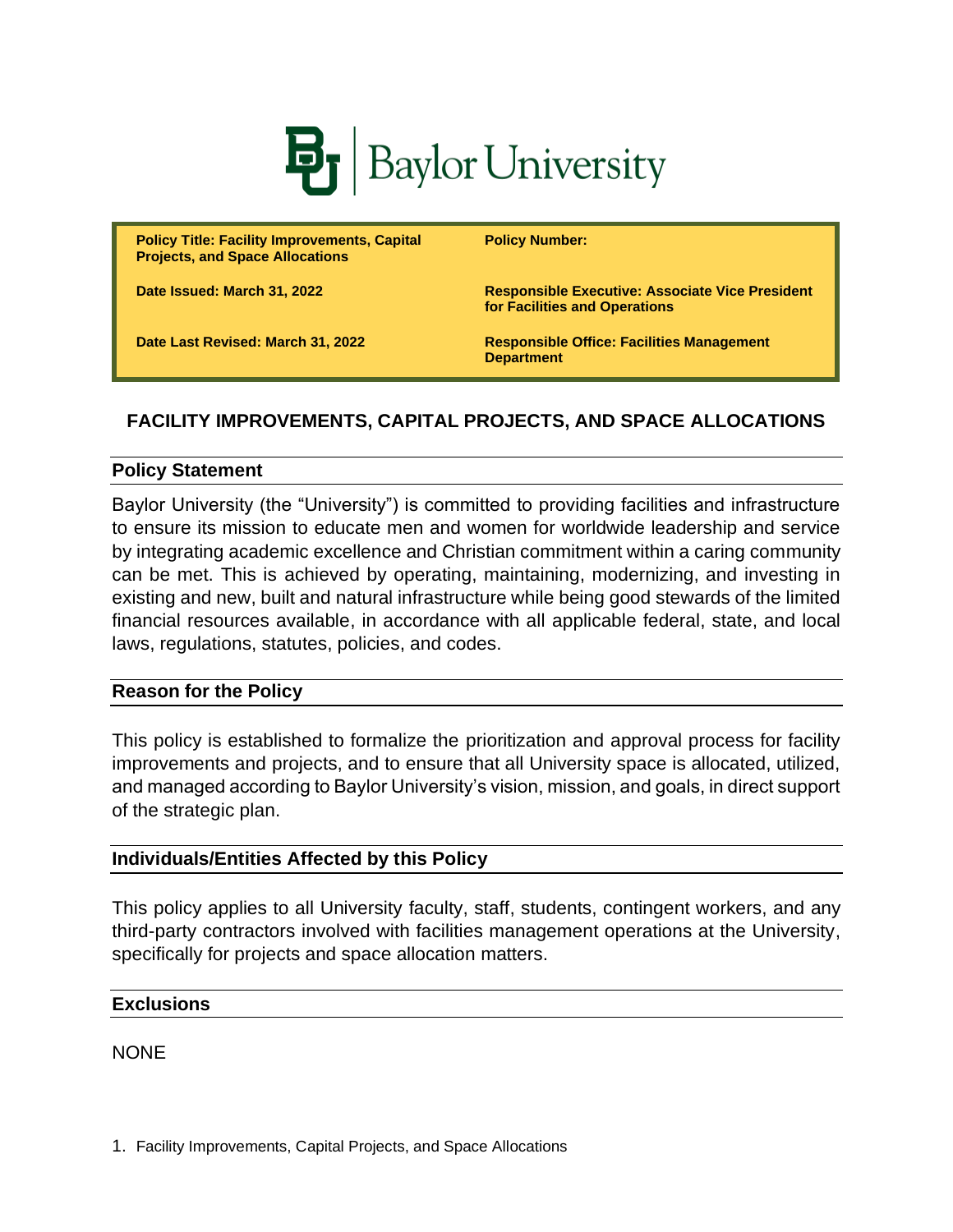Baylor University

| Policy Title: Facility Improvements, Capital Projects, and Space Allocations | Policy Number: |
| --- | --- |
| Date Issued: March 31, 2022 | Responsible Executive: Associate Vice President for Facilities and Operations |
| Date Last Revised: March 31, 2022 | Responsible Office: Facilities Management Department |

# FACILITY IMPROVEMENTS, CAPITAL PROJECTS, AND SPACE ALLOCATIONS

## Policy Statement

Baylor University (the "University") is committed to providing facilities and infrastructure to ensure its mission to educate men and women for worldwide leadership and service by integrating academic excellence and Christian commitment within a caring community can be met. This is achieved by operating, maintaining, modernizing, and investing in existing and new, built and natural infrastructure while being good stewards of the limited financial resources available, in accordance with all applicable federal, state, and local laws, regulations, statutes, policies, and codes.

## Reason for the Policy

This policy is established to formalize the prioritization and approval process for facility improvements and projects, and to ensure that all University space is allocated, utilized, and managed according to Baylor University's vision, mission, and goals, in direct support of the strategic plan.

## Individuals/Entities Affected by this Policy

This policy applies to all University faculty, staff, students, contingent workers, and any third-party contractors involved with facilities management operations at the University, specifically for projects and space allocation matters.

## Exclusions

NONE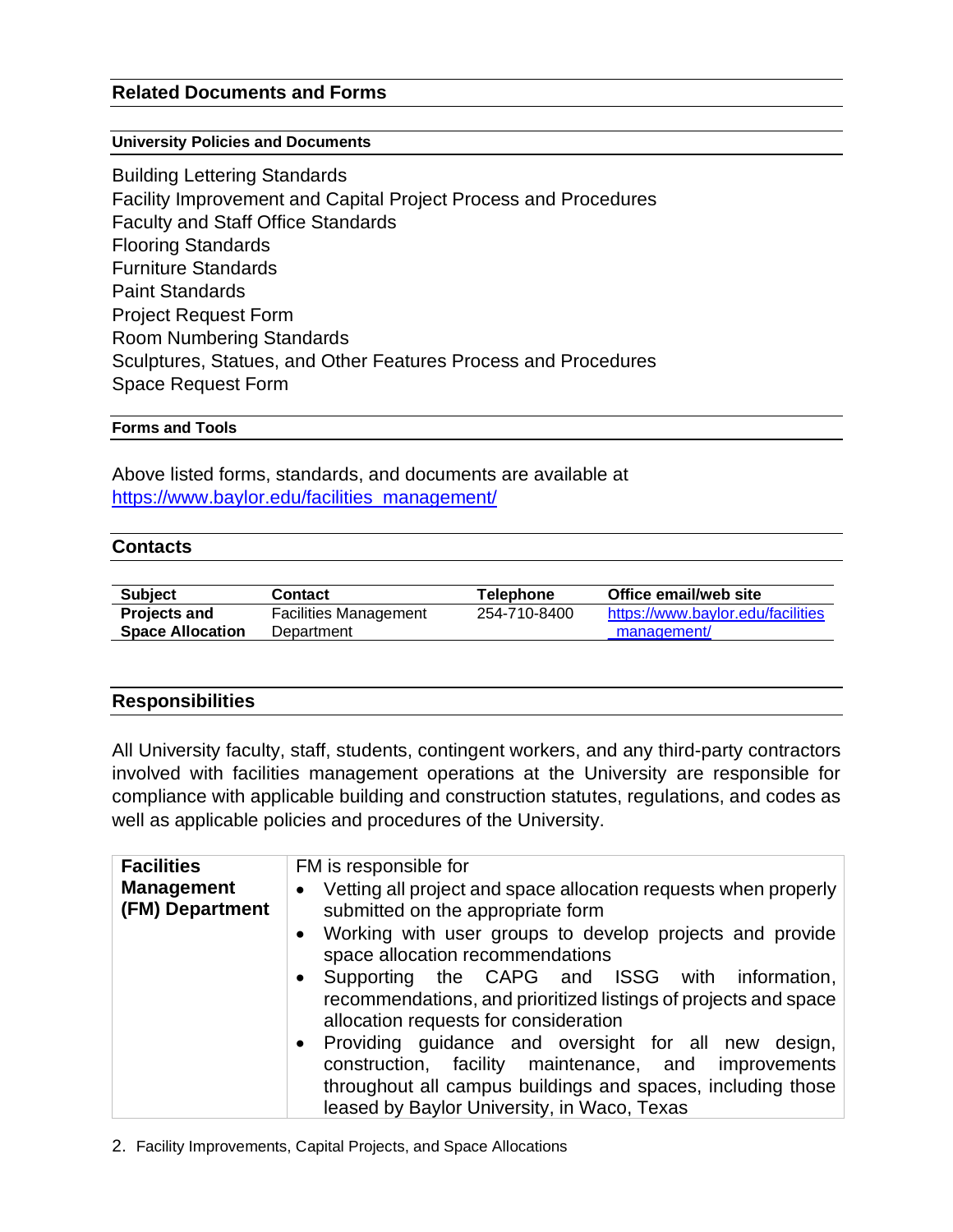## Related Documents and Forms

### University Policies and Documents

Building Lettering Standards
Facility Improvement and Capital Project Process and Procedures
Faculty and Staff Office Standards
Flooring Standards
Furniture Standards
Paint Standards
Project Request Form
Room Numbering Standards
Sculptures, Statues, and Other Features Process and Procedures
Space Request Form

### Forms and Tools

Above listed forms, standards, and documents are available at https://www.baylor.edu/facilities_management/

## Contacts

| Subject | Contact | Telephone | Office email/web site |
|---|---|---|---|
| **Projects and Space Allocation** | Facilities Management Department | 254-710-8400 | https://www.baylor.edu/facilities_management/ |

## Responsibilities

All University faculty, staff, students, contingent workers, and any third-party contractors involved with facilities management operations at the University are responsible for compliance with applicable building and construction statutes, regulations, and codes as well as applicable policies and procedures of the University.

| | |
|---|---|
| **Facilities Management (FM) Department** | FM is responsible for<br>• Vetting all project and space allocation requests when properly submitted on the appropriate form<br>• Working with user groups to develop projects and provide space allocation recommendations<br>• Supporting the CAPG and ISSG with information, recommendations, and prioritized listings of projects and space allocation requests for consideration<br>• Providing guidance and oversight for all new design, construction, facility maintenance, and improvements throughout all campus buildings and spaces, including those leased by Baylor University, in Waco, Texas |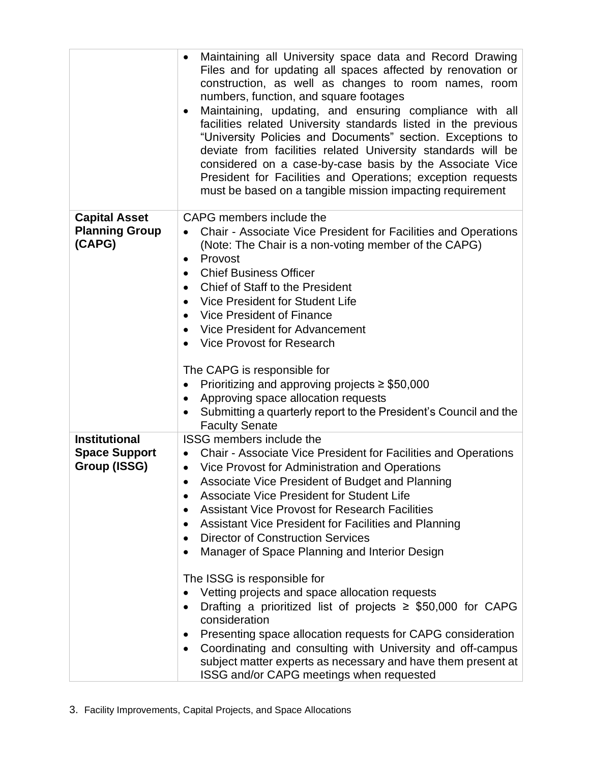| | |
|---|---|
| | • Maintaining all University space data and Record Drawing Files and for updating all spaces affected by renovation or construction, as well as changes to room names, room numbers, function, and square footages<br>• Maintaining, updating, and ensuring compliance with all facilities related University standards listed in the previous "University Policies and Documents" section. Exceptions to deviate from facilities related University standards will be considered on a case-by-case basis by the Associate Vice President for Facilities and Operations; exception requests must be based on a tangible mission impacting requirement |
| **Capital Asset Planning Group (CAPG)** | CAPG members include the<br>• Chair - Associate Vice President for Facilities and Operations (Note: The Chair is a non-voting member of the CAPG)<br>• Provost<br>• Chief Business Officer<br>• Chief of Staff to the President<br>• Vice President for Student Life<br>• Vice President of Finance<br>• Vice President for Advancement<br>• Vice Provost for Research<br><br>The CAPG is responsible for<br>• Prioritizing and approving projects ≥ $50,000<br>• Approving space allocation requests<br>• Submitting a quarterly report to the President's Council and the Faculty Senate |
| **Institutional Space Support Group (ISSG)** | ISSG members include the<br>• Chair - Associate Vice President for Facilities and Operations<br>• Vice Provost for Administration and Operations<br>• Associate Vice President of Budget and Planning<br>• Associate Vice President for Student Life<br>• Assistant Vice Provost for Research Facilities<br>• Assistant Vice President for Facilities and Planning<br>• Director of Construction Services<br>• Manager of Space Planning and Interior Design<br><br>The ISSG is responsible for<br>• Vetting projects and space allocation requests<br>• Drafting a prioritized list of projects ≥ $50,000 for CAPG consideration<br>• Presenting space allocation requests for CAPG consideration<br>• Coordinating and consulting with University and off-campus subject matter experts as necessary and have them present at ISSG and/or CAPG meetings when requested |

3. Facility Improvements, Capital Projects, and Space Allocations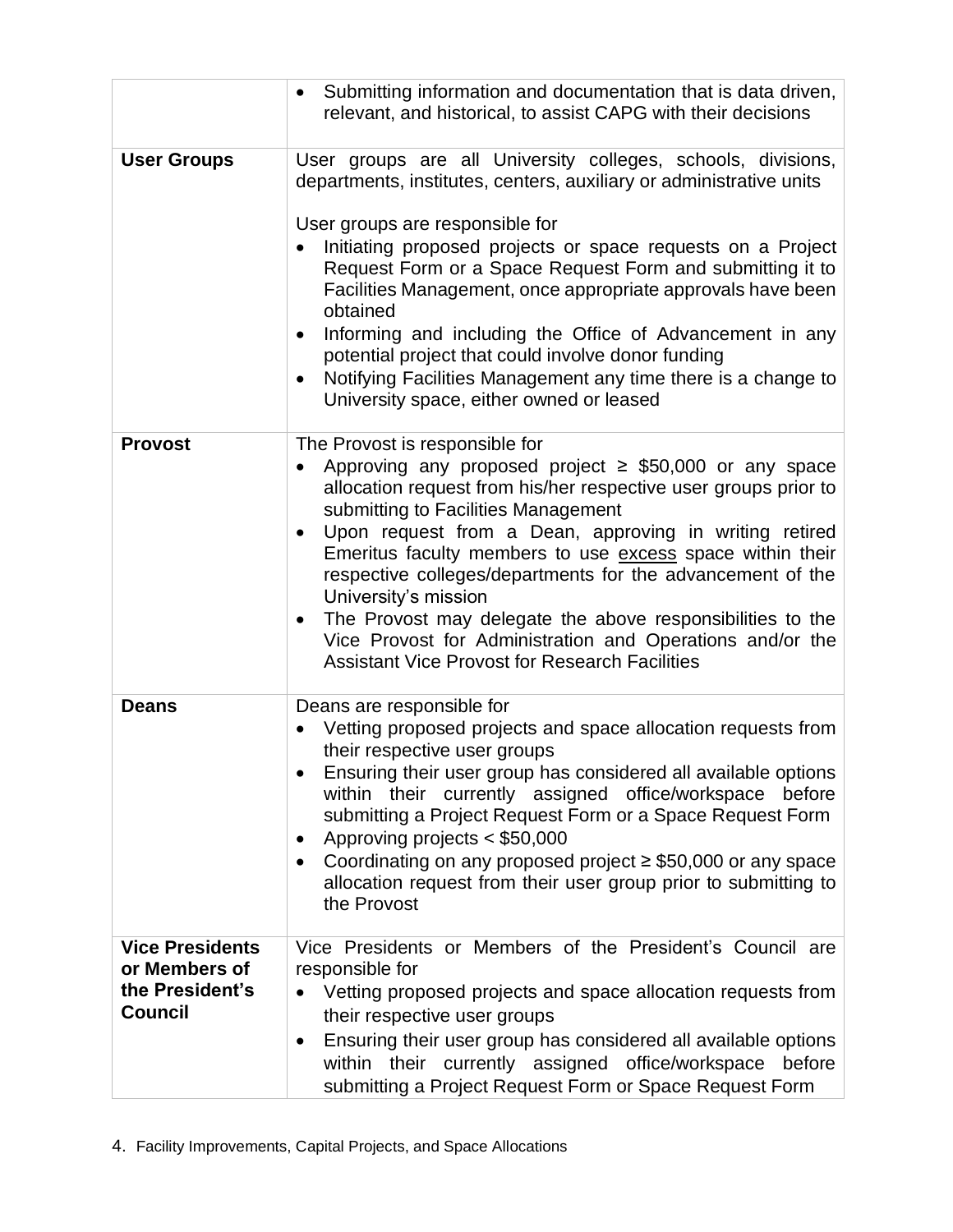| | |
|---|---|
| | • Submitting information and documentation that is data driven, relevant, and historical, to assist CAPG with their decisions |
| **User Groups** | User groups are all University colleges, schools, divisions, departments, institutes, centers, auxiliary or administrative units<br><br>User groups are responsible for<br>• Initiating proposed projects or space requests on a Project Request Form or a Space Request Form and submitting it to Facilities Management, once appropriate approvals have been obtained<br>• Informing and including the Office of Advancement in any potential project that could involve donor funding<br>• Notifying Facilities Management any time there is a change to University space, either owned or leased |
| **Provost** | The Provost is responsible for<br>• Approving any proposed project ≥ \$50,000 or any space allocation request from his/her respective user groups prior to submitting to Facilities Management<br>• Upon request from a Dean, approving in writing retired Emeritus faculty members to use <u>excess</u> space within their respective colleges/departments for the advancement of the University's mission<br>• The Provost may delegate the above responsibilities to the Vice Provost for Administration and Operations and/or the Assistant Vice Provost for Research Facilities |
| **Deans** | Deans are responsible for<br>• Vetting proposed projects and space allocation requests from their respective user groups<br>• Ensuring their user group has considered all available options within their currently assigned office/workspace before submitting a Project Request Form or a Space Request Form<br>• Approving projects < \$50,000<br>• Coordinating on any proposed project ≥ \$50,000 or any space allocation request from their user group prior to submitting to the Provost |
| **Vice Presidents or Members of the President's Council** | Vice Presidents or Members of the President's Council are responsible for<br>• Vetting proposed projects and space allocation requests from their respective user groups<br>• Ensuring their user group has considered all available options within their currently assigned office/workspace before submitting a Project Request Form or Space Request Form |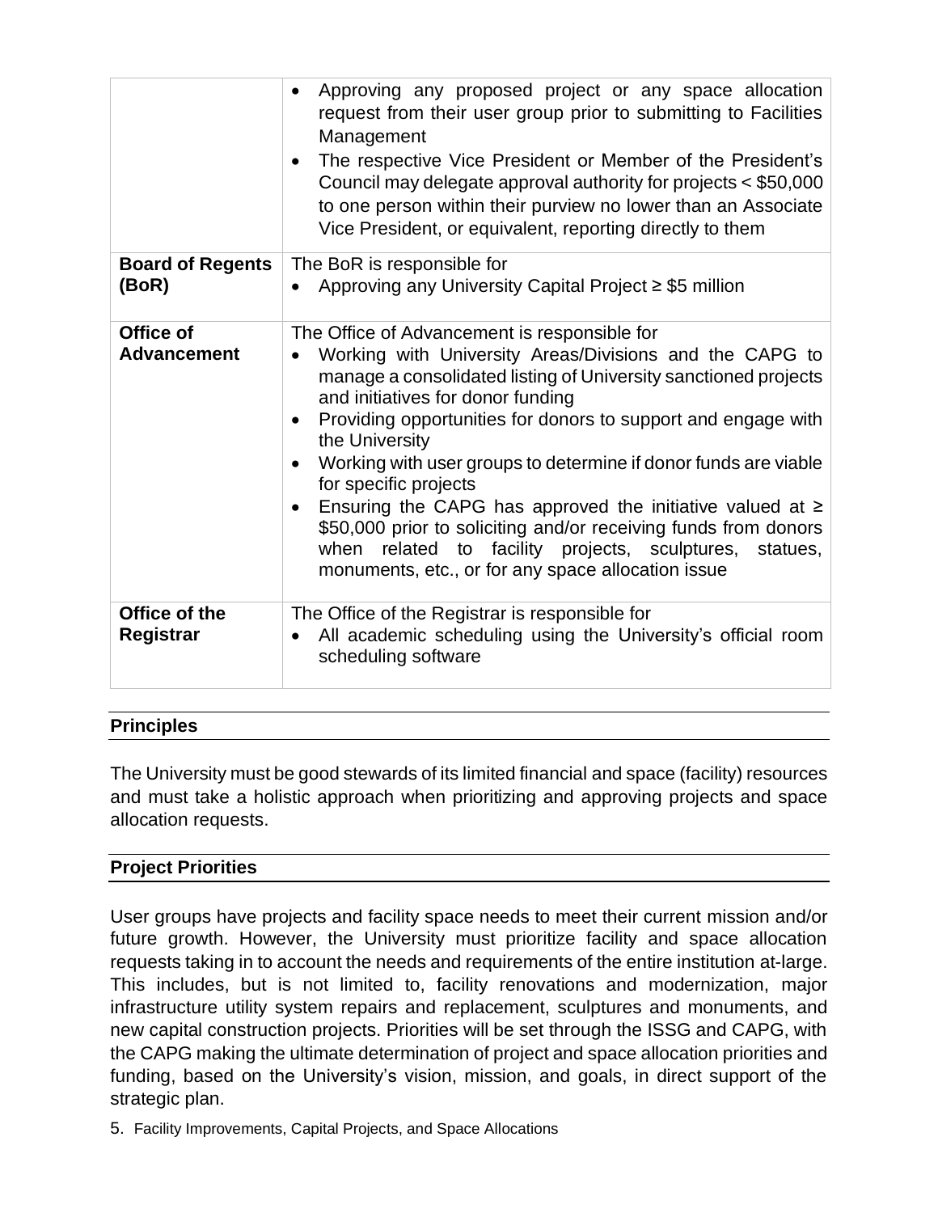| | |
|---|---|
| | • Approving any proposed project or any space allocation request from their user group prior to submitting to Facilities Management<br>• The respective Vice President or Member of the President's Council may delegate approval authority for projects < $50,000 to one person within their purview no lower than an Associate Vice President, or equivalent, reporting directly to them |
| **Board of Regents (BoR)** | The BoR is responsible for<br>• Approving any University Capital Project ≥ $5 million |
| **Office of Advancement** | The Office of Advancement is responsible for<br>• Working with University Areas/Divisions and the CAPG to manage a consolidated listing of University sanctioned projects and initiatives for donor funding<br>• Providing opportunities for donors to support and engage with the University<br>• Working with user groups to determine if donor funds are viable for specific projects<br>• Ensuring the CAPG has approved the initiative valued at ≥ $50,000 prior to soliciting and/or receiving funds from donors when related to facility projects, sculptures, statues, monuments, etc., or for any space allocation issue |
| **Office of the Registrar** | The Office of the Registrar is responsible for<br>• All academic scheduling using the University's official room scheduling software |

## Principles

The University must be good stewards of its limited financial and space (facility) resources and must take a holistic approach when prioritizing and approving projects and space allocation requests.

## Project Priorities

User groups have projects and facility space needs to meet their current mission and/or future growth. However, the University must prioritize facility and space allocation requests taking in to account the needs and requirements of the entire institution at-large. This includes, but is not limited to, facility renovations and modernization, major infrastructure utility system repairs and replacement, sculptures and monuments, and new capital construction projects. Priorities will be set through the ISSG and CAPG, with the CAPG making the ultimate determination of project and space allocation priorities and funding, based on the University's vision, mission, and goals, in direct support of the strategic plan.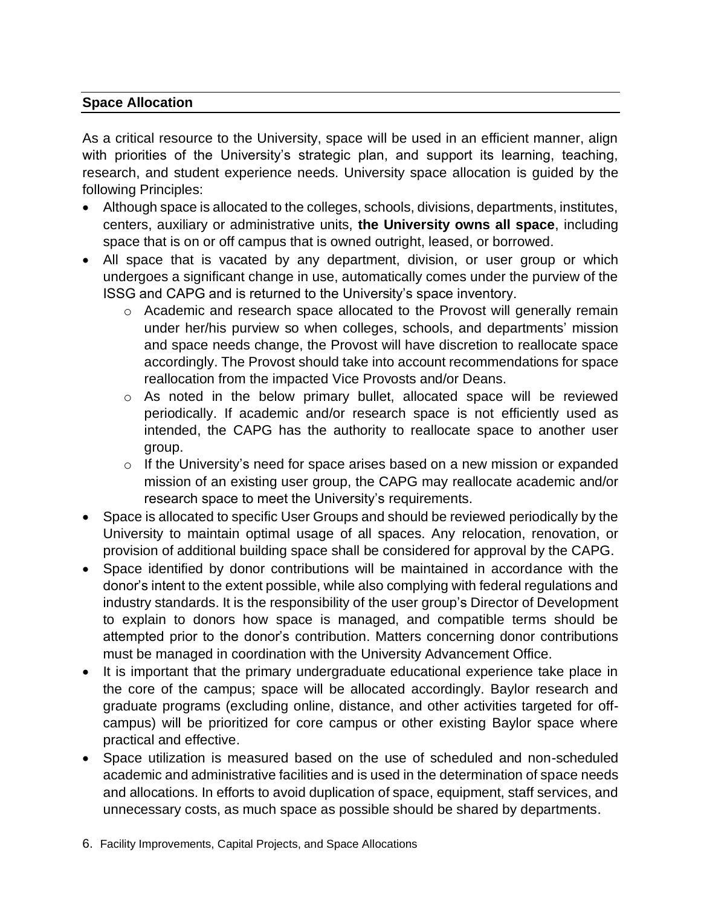## Space Allocation

As a critical resource to the University, space will be used in an efficient manner, align with priorities of the University's strategic plan, and support its learning, teaching, research, and student experience needs. University space allocation is guided by the following Principles:

- Although space is allocated to the colleges, schools, divisions, departments, institutes, centers, auxiliary or administrative units, **the University owns all space**, including space that is on or off campus that is owned outright, leased, or borrowed.
- All space that is vacated by any department, division, or user group or which undergoes a significant change in use, automatically comes under the purview of the ISSG and CAPG and is returned to the University's space inventory.
  - Academic and research space allocated to the Provost will generally remain under her/his purview so when colleges, schools, and departments' mission and space needs change, the Provost will have discretion to reallocate space accordingly. The Provost should take into account recommendations for space reallocation from the impacted Vice Provosts and/or Deans.
  - As noted in the below primary bullet, allocated space will be reviewed periodically. If academic and/or research space is not efficiently used as intended, the CAPG has the authority to reallocate space to another user group.
  - If the University's need for space arises based on a new mission or expanded mission of an existing user group, the CAPG may reallocate academic and/or research space to meet the University's requirements.
- Space is allocated to specific User Groups and should be reviewed periodically by the University to maintain optimal usage of all spaces. Any relocation, renovation, or provision of additional building space shall be considered for approval by the CAPG.
- Space identified by donor contributions will be maintained in accordance with the donor's intent to the extent possible, while also complying with federal regulations and industry standards. It is the responsibility of the user group's Director of Development to explain to donors how space is managed, and compatible terms should be attempted prior to the donor's contribution. Matters concerning donor contributions must be managed in coordination with the University Advancement Office.
- It is important that the primary undergraduate educational experience take place in the core of the campus; space will be allocated accordingly. Baylor research and graduate programs (excluding online, distance, and other activities targeted for off-campus) will be prioritized for core campus or other existing Baylor space where practical and effective.
- Space utilization is measured based on the use of scheduled and non-scheduled academic and administrative facilities and is used in the determination of space needs and allocations. In efforts to avoid duplication of space, equipment, staff services, and unnecessary costs, as much space as possible should be shared by departments.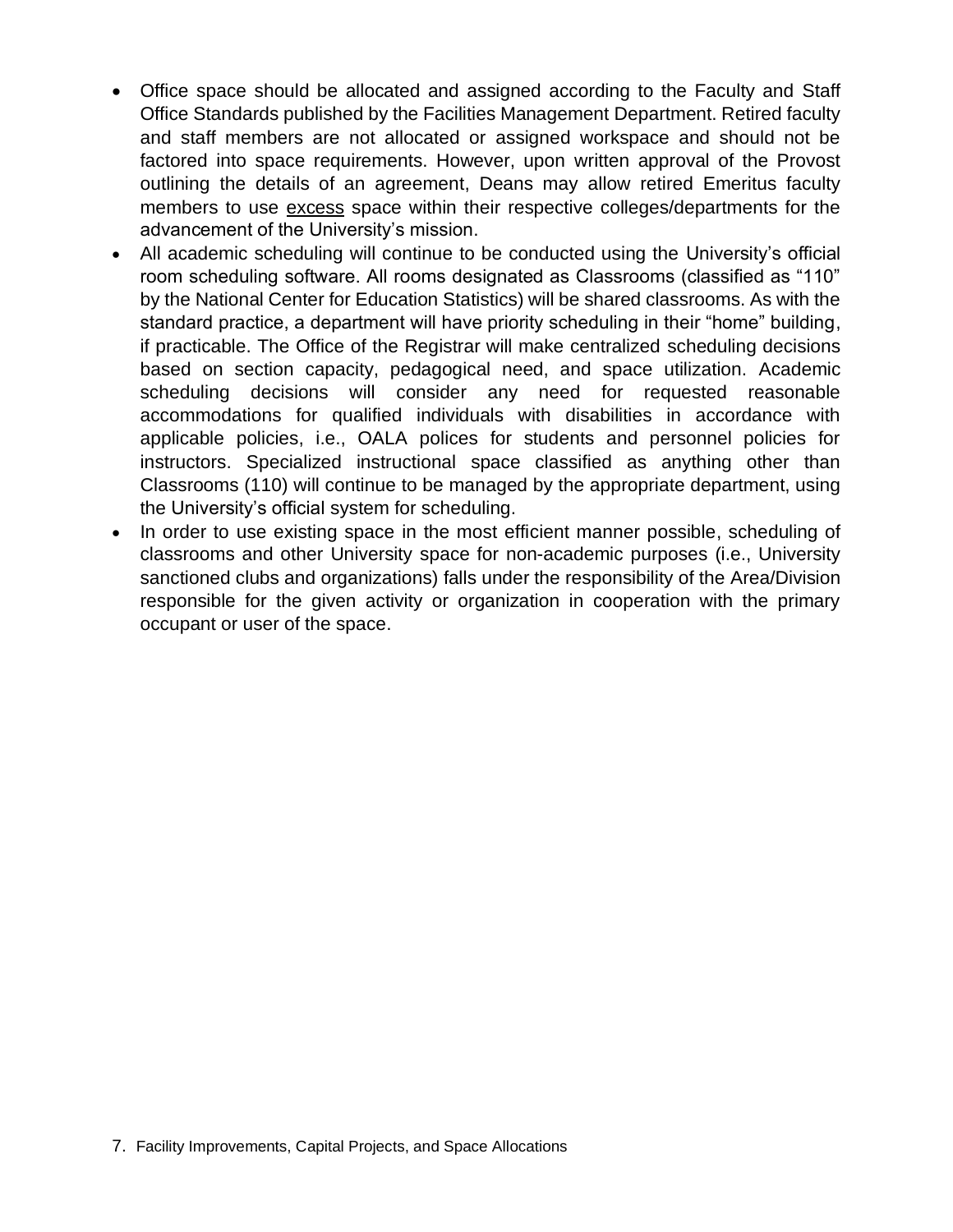- Office space should be allocated and assigned according to the Faculty and Staff Office Standards published by the Facilities Management Department. Retired faculty and staff members are not allocated or assigned workspace and should not be factored into space requirements. However, upon written approval of the Provost outlining the details of an agreement, Deans may allow retired Emeritus faculty members to use <u>excess</u> space within their respective colleges/departments for the advancement of the University's mission.
- All academic scheduling will continue to be conducted using the University's official room scheduling software. All rooms designated as Classrooms (classified as "110" by the National Center for Education Statistics) will be shared classrooms. As with the standard practice, a department will have priority scheduling in their "home" building, if practicable. The Office of the Registrar will make centralized scheduling decisions based on section capacity, pedagogical need, and space utilization. Academic scheduling decisions will consider any need for requested reasonable accommodations for qualified individuals with disabilities in accordance with applicable policies, i.e., OALA polices for students and personnel policies for instructors. Specialized instructional space classified as anything other than Classrooms (110) will continue to be managed by the appropriate department, using the University's official system for scheduling.
- In order to use existing space in the most efficient manner possible, scheduling of classrooms and other University space for non-academic purposes (i.e., University sanctioned clubs and organizations) falls under the responsibility of the Area/Division responsible for the given activity or organization in cooperation with the primary occupant or user of the space.